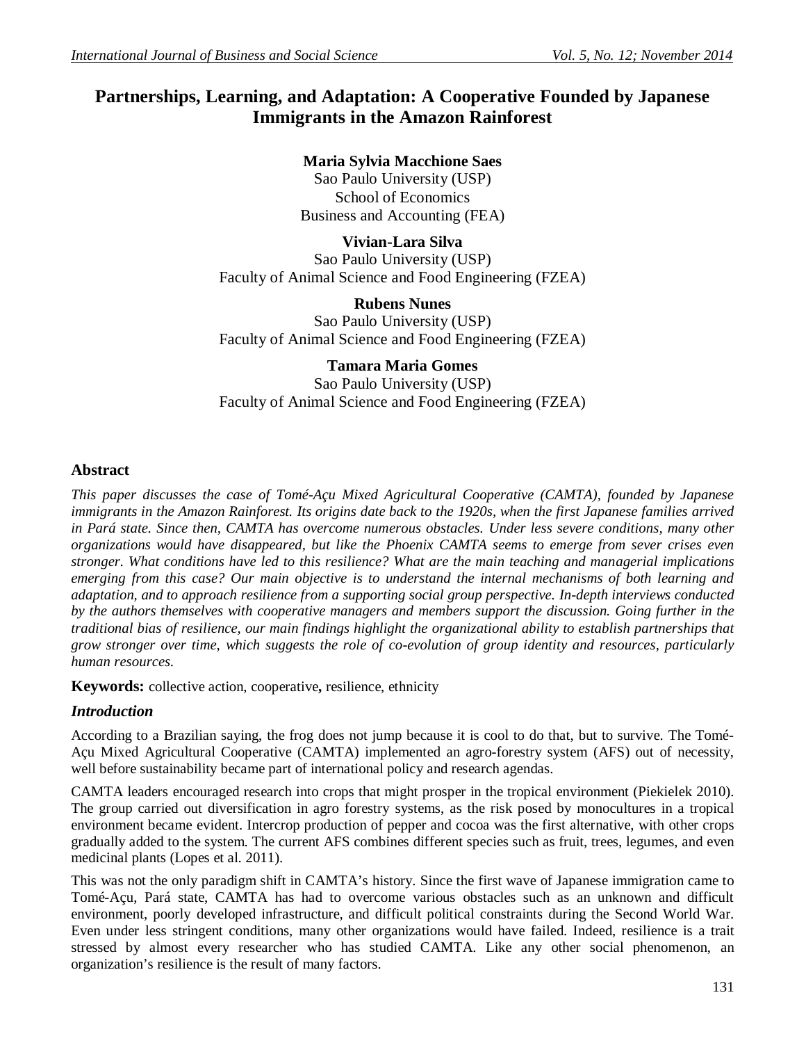# Partnerships, Learning, and Adaptation: A Cooperative Founded by Japanese Immigrants in the Amazon Rainforest

**Maria Sylvia Macchione Saes**
Sao Paulo University (USP)
School of Economics
Business and Accounting (FEA)

**Vivian-Lara Silva**
Sao Paulo University (USP)
Faculty of Animal Science and Food Engineering (FZEA)

**Rubens Nunes**
Sao Paulo University (USP)
Faculty of Animal Science and Food Engineering (FZEA)

**Tamara Maria Gomes**
Sao Paulo University (USP)
Faculty of Animal Science and Food Engineering (FZEA)

## Abstract

*This paper discusses the case of Tomé-Açu Mixed Agricultural Cooperative (CAMTA), founded by Japanese immigrants in the Amazon Rainforest. Its origins date back to the 1920s, when the first Japanese families arrived in Pará state. Since then, CAMTA has overcome numerous obstacles. Under less severe conditions, many other organizations would have disappeared, but like the Phoenix CAMTA seems to emerge from sever crises even stronger. What conditions have led to this resilience? What are the main teaching and managerial implications emerging from this case? Our main objective is to understand the internal mechanisms of both learning and adaptation, and to approach resilience from a supporting social group perspective. In-depth interviews conducted by the authors themselves with cooperative managers and members support the discussion. Going further in the traditional bias of resilience, our main findings highlight the organizational ability to establish partnerships that grow stronger over time, which suggests the role of co-evolution of group identity and resources, particularly human resources.*

**Keywords:** collective action, cooperative**,** resilience, ethnicity

## *Introduction*

According to a Brazilian saying, the frog does not jump because it is cool to do that, but to survive. The Tomé-Açu Mixed Agricultural Cooperative (CAMTA) implemented an agro-forestry system (AFS) out of necessity, well before sustainability became part of international policy and research agendas.

CAMTA leaders encouraged research into crops that might prosper in the tropical environment (Piekielek 2010). The group carried out diversification in agro forestry systems, as the risk posed by monocultures in a tropical environment became evident. Intercrop production of pepper and cocoa was the first alternative, with other crops gradually added to the system. The current AFS combines different species such as fruit, trees, legumes, and even medicinal plants (Lopes et al. 2011).

This was not the only paradigm shift in CAMTA's history. Since the first wave of Japanese immigration came to Tomé-Açu, Pará state, CAMTA has had to overcome various obstacles such as an unknown and difficult environment, poorly developed infrastructure, and difficult political constraints during the Second World War. Even under less stringent conditions, many other organizations would have failed. Indeed, resilience is a trait stressed by almost every researcher who has studied CAMTA. Like any other social phenomenon, an organization's resilience is the result of many factors.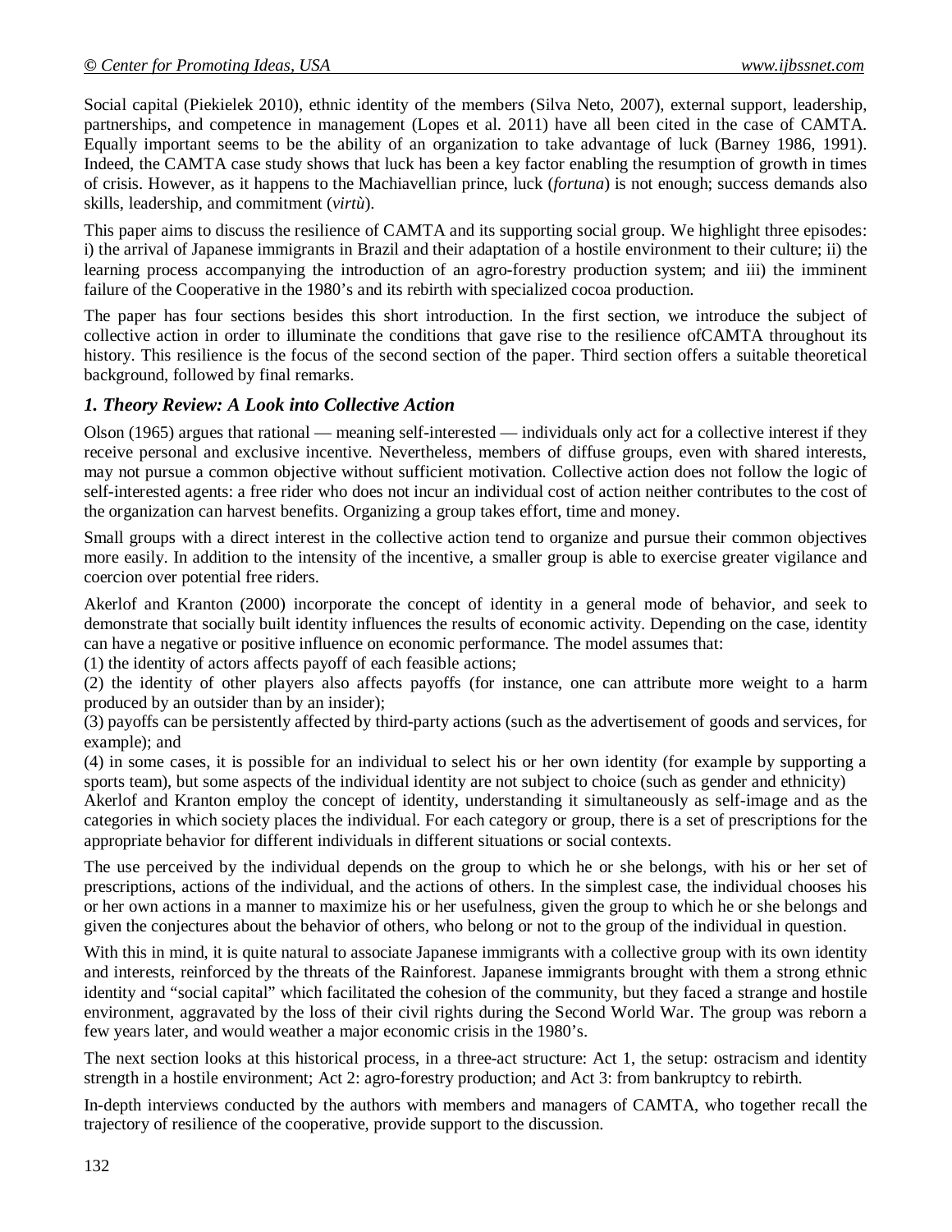Social capital (Piekielek 2010), ethnic identity of the members (Silva Neto, 2007), external support, leadership, partnerships, and competence in management (Lopes et al. 2011) have all been cited in the case of CAMTA. Equally important seems to be the ability of an organization to take advantage of luck (Barney 1986, 1991). Indeed, the CAMTA case study shows that luck has been a key factor enabling the resumption of growth in times of crisis. However, as it happens to the Machiavellian prince, luck (*fortuna*) is not enough; success demands also skills, leadership, and commitment (*virtù*).

This paper aims to discuss the resilience of CAMTA and its supporting social group. We highlight three episodes: i) the arrival of Japanese immigrants in Brazil and their adaptation of a hostile environment to their culture; ii) the learning process accompanying the introduction of an agro-forestry production system; and iii) the imminent failure of the Cooperative in the 1980's and its rebirth with specialized cocoa production.

The paper has four sections besides this short introduction. In the first section, we introduce the subject of collective action in order to illuminate the conditions that gave rise to the resilience ofCAMTA throughout its history. This resilience is the focus of the second section of the paper. Third section offers a suitable theoretical background, followed by final remarks.

### *1. Theory Review: A Look into Collective Action*

Olson (1965) argues that rational — meaning self-interested — individuals only act for a collective interest if they receive personal and exclusive incentive. Nevertheless, members of diffuse groups, even with shared interests, may not pursue a common objective without sufficient motivation. Collective action does not follow the logic of self-interested agents: a free rider who does not incur an individual cost of action neither contributes to the cost of the organization can harvest benefits. Organizing a group takes effort, time and money.

Small groups with a direct interest in the collective action tend to organize and pursue their common objectives more easily. In addition to the intensity of the incentive, a smaller group is able to exercise greater vigilance and coercion over potential free riders.

Akerlof and Kranton (2000) incorporate the concept of identity in a general mode of behavior, and seek to demonstrate that socially built identity influences the results of economic activity. Depending on the case, identity can have a negative or positive influence on economic performance. The model assumes that:

(1) the identity of actors affects payoff of each feasible actions;

(2) the identity of other players also affects payoffs (for instance, one can attribute more weight to a harm produced by an outsider than by an insider);

(3) payoffs can be persistently affected by third-party actions (such as the advertisement of goods and services, for example); and

(4) in some cases, it is possible for an individual to select his or her own identity (for example by supporting a sports team), but some aspects of the individual identity are not subject to choice (such as gender and ethnicity)

Akerlof and Kranton employ the concept of identity, understanding it simultaneously as self-image and as the categories in which society places the individual. For each category or group, there is a set of prescriptions for the appropriate behavior for different individuals in different situations or social contexts.

The use perceived by the individual depends on the group to which he or she belongs, with his or her set of prescriptions, actions of the individual, and the actions of others. In the simplest case, the individual chooses his or her own actions in a manner to maximize his or her usefulness, given the group to which he or she belongs and given the conjectures about the behavior of others, who belong or not to the group of the individual in question.

With this in mind, it is quite natural to associate Japanese immigrants with a collective group with its own identity and interests, reinforced by the threats of the Rainforest. Japanese immigrants brought with them a strong ethnic identity and "social capital" which facilitated the cohesion of the community, but they faced a strange and hostile environment, aggravated by the loss of their civil rights during the Second World War. The group was reborn a few years later, and would weather a major economic crisis in the 1980's.

The next section looks at this historical process, in a three-act structure: Act 1, the setup: ostracism and identity strength in a hostile environment; Act 2: agro-forestry production; and Act 3: from bankruptcy to rebirth.

In-depth interviews conducted by the authors with members and managers of CAMTA, who together recall the trajectory of resilience of the cooperative, provide support to the discussion.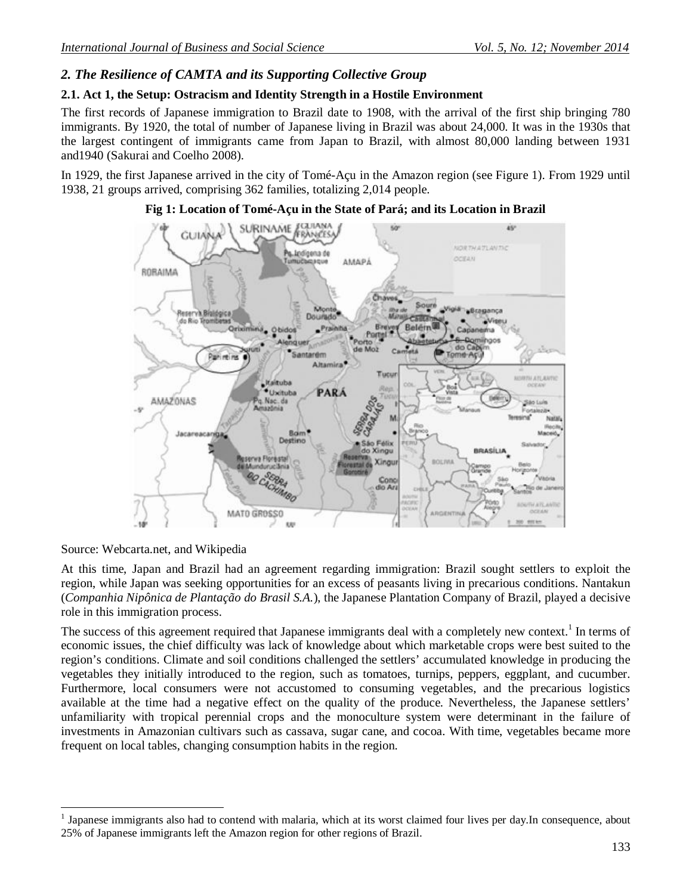## 2. The Resilience of CAMTA and its Supporting Collective Group

### 2.1. Act 1, the Setup: Ostracism and Identity Strength in a Hostile Environment

The first records of Japanese immigration to Brazil date to 1908, with the arrival of the first ship bringing 780 immigrants. By 1920, the total of number of Japanese living in Brazil was about 24,000. It was in the 1930s that the largest contingent of immigrants came from Japan to Brazil, with almost 80,000 landing between 1931 and1940 (Sakurai and Coelho 2008).

In 1929, the first Japanese arrived in the city of Tomé-Açu in the Amazon region (see Figure 1). From 1929 until 1938, 21 groups arrived, comprising 362 families, totalizing 2,014 people.

**Fig 1: Location of Tomé-Açu in the State of Pará; and its Location in Brazil**

Source: Webcarta.net, and Wikipedia

At this time, Japan and Brazil had an agreement regarding immigration: Brazil sought settlers to exploit the region, while Japan was seeking opportunities for an excess of peasants living in precarious conditions. Nantakun (*Companhia Nipônica de Plantação do Brasil S.A.*), the Japanese Plantation Company of Brazil, played a decisive role in this immigration process.

The success of this agreement required that Japanese immigrants deal with a completely new context.[1] In terms of economic issues, the chief difficulty was lack of knowledge about which marketable crops were best suited to the region's conditions. Climate and soil conditions challenged the settlers' accumulated knowledge in producing the vegetables they initially introduced to the region, such as tomatoes, turnips, peppers, eggplant, and cucumber. Furthermore, local consumers were not accustomed to consuming vegetables, and the precarious logistics available at the time had a negative effect on the quality of the produce. Nevertheless, the Japanese settlers' unfamiliarity with tropical perennial crops and the monoculture system were determinant in the failure of investments in Amazonian cultivars such as cassava, sugar cane, and cocoa. With time, vegetables became more frequent on local tables, changing consumption habits in the region.

[1] Japanese immigrants also had to contend with malaria, which at its worst claimed four lives per day.In consequence, about 25% of Japanese immigrants left the Amazon region for other regions of Brazil.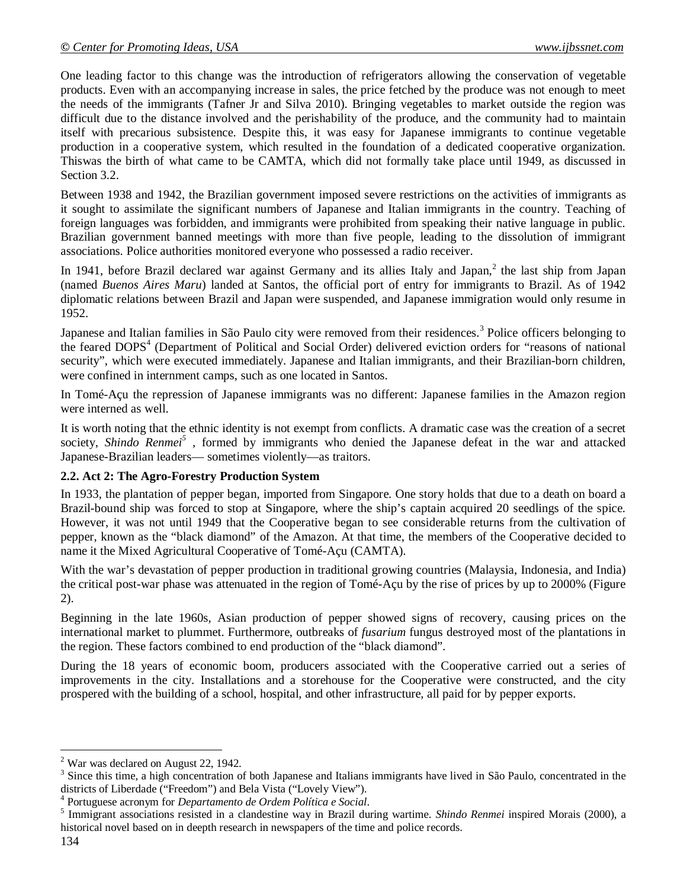One leading factor to this change was the introduction of refrigerators allowing the conservation of vegetable products. Even with an accompanying increase in sales, the price fetched by the produce was not enough to meet the needs of the immigrants (Tafner Jr and Silva 2010). Bringing vegetables to market outside the region was difficult due to the distance involved and the perishability of the produce, and the community had to maintain itself with precarious subsistence. Despite this, it was easy for Japanese immigrants to continue vegetable production in a cooperative system, which resulted in the foundation of a dedicated cooperative organization. Thiswas the birth of what came to be CAMTA, which did not formally take place until 1949, as discussed in Section 3.2.

Between 1938 and 1942, the Brazilian government imposed severe restrictions on the activities of immigrants as it sought to assimilate the significant numbers of Japanese and Italian immigrants in the country. Teaching of foreign languages was forbidden, and immigrants were prohibited from speaking their native language in public. Brazilian government banned meetings with more than five people, leading to the dissolution of immigrant associations. Police authorities monitored everyone who possessed a radio receiver.

In 1941, before Brazil declared war against Germany and its allies Italy and Japan,[2] the last ship from Japan (named *Buenos Aires Maru*) landed at Santos, the official port of entry for immigrants to Brazil. As of 1942 diplomatic relations between Brazil and Japan were suspended, and Japanese immigration would only resume in 1952.

Japanese and Italian families in São Paulo city were removed from their residences.[3] Police officers belonging to the feared DOPS[4] (Department of Political and Social Order) delivered eviction orders for "reasons of national security", which were executed immediately. Japanese and Italian immigrants, and their Brazilian-born children, were confined in internment camps, such as one located in Santos.

In Tomé-Açu the repression of Japanese immigrants was no different: Japanese families in the Amazon region were interned as well.

It is worth noting that the ethnic identity is not exempt from conflicts. A dramatic case was the creation of a secret society, *Shindo Renmei*[5] , formed by immigrants who denied the Japanese defeat in the war and attacked Japanese-Brazilian leaders— sometimes violently—as traitors.

### 2.2. Act 2: The Agro-Forestry Production System

In 1933, the plantation of pepper began, imported from Singapore. One story holds that due to a death on board a Brazil-bound ship was forced to stop at Singapore, where the ship's captain acquired 20 seedlings of the spice. However, it was not until 1949 that the Cooperative began to see considerable returns from the cultivation of pepper, known as the "black diamond" of the Amazon. At that time, the members of the Cooperative decided to name it the Mixed Agricultural Cooperative of Tomé-Açu (CAMTA).

With the war's devastation of pepper production in traditional growing countries (Malaysia, Indonesia, and India) the critical post-war phase was attenuated in the region of Tomé-Açu by the rise of prices by up to 2000% (Figure 2).

Beginning in the late 1960s, Asian production of pepper showed signs of recovery, causing prices on the international market to plummet. Furthermore, outbreaks of *fusarium* fungus destroyed most of the plantations in the region. These factors combined to end production of the "black diamond".

During the 18 years of economic boom, producers associated with the Cooperative carried out a series of improvements in the city. Installations and a storehouse for the Cooperative were constructed, and the city prospered with the building of a school, hospital, and other infrastructure, all paid for by pepper exports.

---

[2] War was declared on August 22, 1942.

[3] Since this time, a high concentration of both Japanese and Italians immigrants have lived in São Paulo, concentrated in the districts of Liberdade ("Freedom") and Bela Vista ("Lovely View").

[4] Portuguese acronym for *Departamento de Ordem Política e Social*.

[5] Immigrant associations resisted in a clandestine way in Brazil during wartime. *Shindo Renmei* inspired Morais (2000), a historical novel based on in deepth research in newspapers of the time and police records.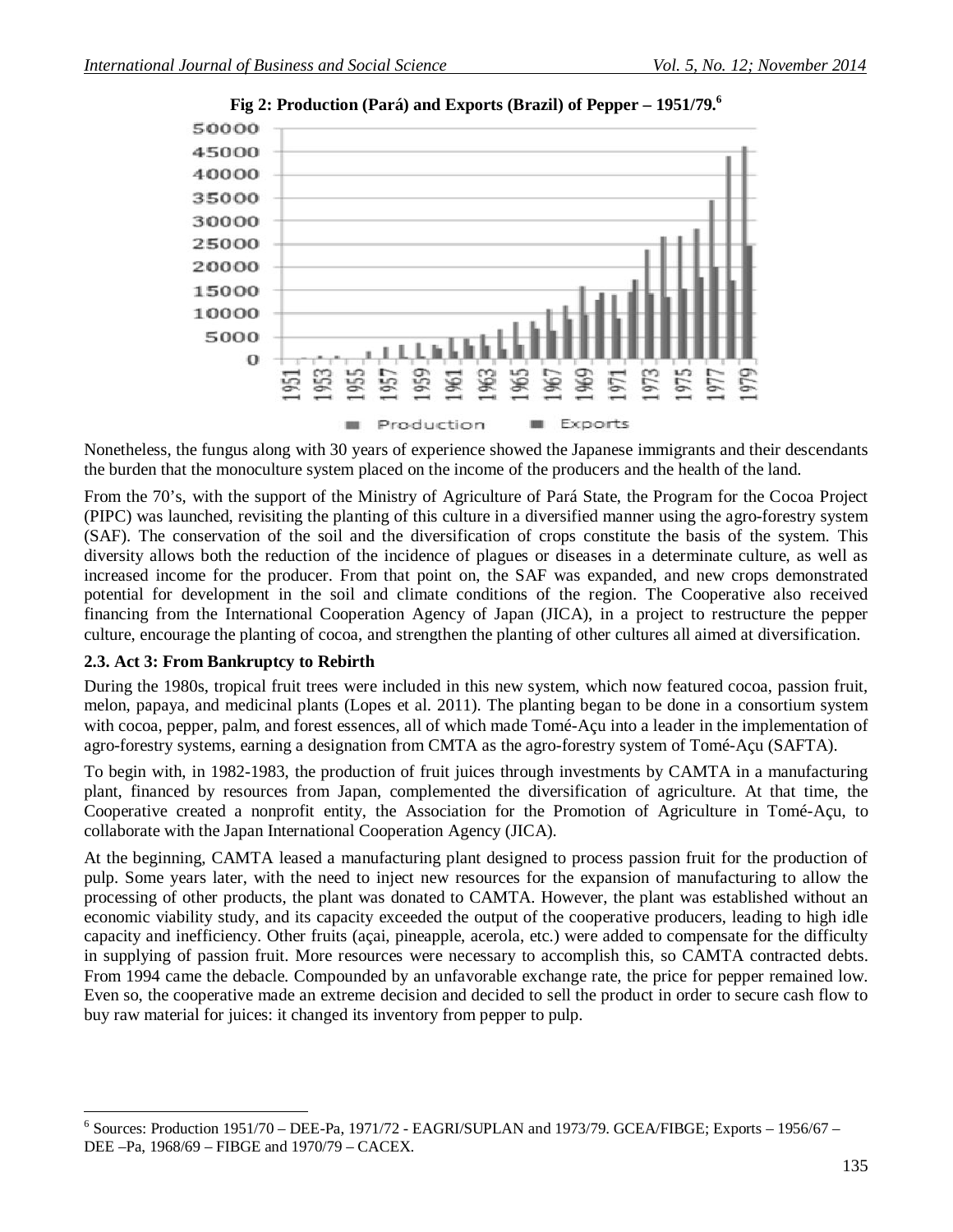**Fig 2: Production (Pará) and Exports (Brazil) of Pepper – 1951/79.**[6]

Nonetheless, the fungus along with 30 years of experience showed the Japanese immigrants and their descendants the burden that the monoculture system placed on the income of the producers and the health of the land.

From the 70's, with the support of the Ministry of Agriculture of Pará State, the Program for the Cocoa Project (PIPC) was launched, revisiting the planting of this culture in a diversified manner using the agro-forestry system (SAF). The conservation of the soil and the diversification of crops constitute the basis of the system. This diversity allows both the reduction of the incidence of plagues or diseases in a determinate culture, as well as increased income for the producer. From that point on, the SAF was expanded, and new crops demonstrated potential for development in the soil and climate conditions of the region. The Cooperative also received financing from the International Cooperation Agency of Japan (JICA), in a project to restructure the pepper culture, encourage the planting of cocoa, and strengthen the planting of other cultures all aimed at diversification.

### 2.3. Act 3: From Bankruptcy to Rebirth

During the 1980s, tropical fruit trees were included in this new system, which now featured cocoa, passion fruit, melon, papaya, and medicinal plants (Lopes et al. 2011). The planting began to be done in a consortium system with cocoa, pepper, palm, and forest essences, all of which made Tomé-Açu into a leader in the implementation of agro-forestry systems, earning a designation from CMTA as the agro-forestry system of Tomé-Açu (SAFTA).

To begin with, in 1982-1983, the production of fruit juices through investments by CAMTA in a manufacturing plant, financed by resources from Japan, complemented the diversification of agriculture. At that time, the Cooperative created a nonprofit entity, the Association for the Promotion of Agriculture in Tomé-Açu, to collaborate with the Japan International Cooperation Agency (JICA).

At the beginning, CAMTA leased a manufacturing plant designed to process passion fruit for the production of pulp. Some years later, with the need to inject new resources for the expansion of manufacturing to allow the processing of other products, the plant was donated to CAMTA. However, the plant was established without an economic viability study, and its capacity exceeded the output of the cooperative producers, leading to high idle capacity and inefficiency. Other fruits (açai, pineapple, acerola, etc.) were added to compensate for the difficulty in supplying of passion fruit. More resources were necessary to accomplish this, so CAMTA contracted debts. From 1994 came the debacle. Compounded by an unfavorable exchange rate, the price for pepper remained low. Even so, the cooperative made an extreme decision and decided to sell the product in order to secure cash flow to buy raw material for juices: it changed its inventory from pepper to pulp.

---

[6] Sources: Production 1951/70 – DEE-Pa, 1971/72 - EAGRI/SUPLAN and 1973/79. GCEA/FIBGE; Exports – 1956/67 – DEE –Pa, 1968/69 – FIBGE and 1970/79 – CACEX.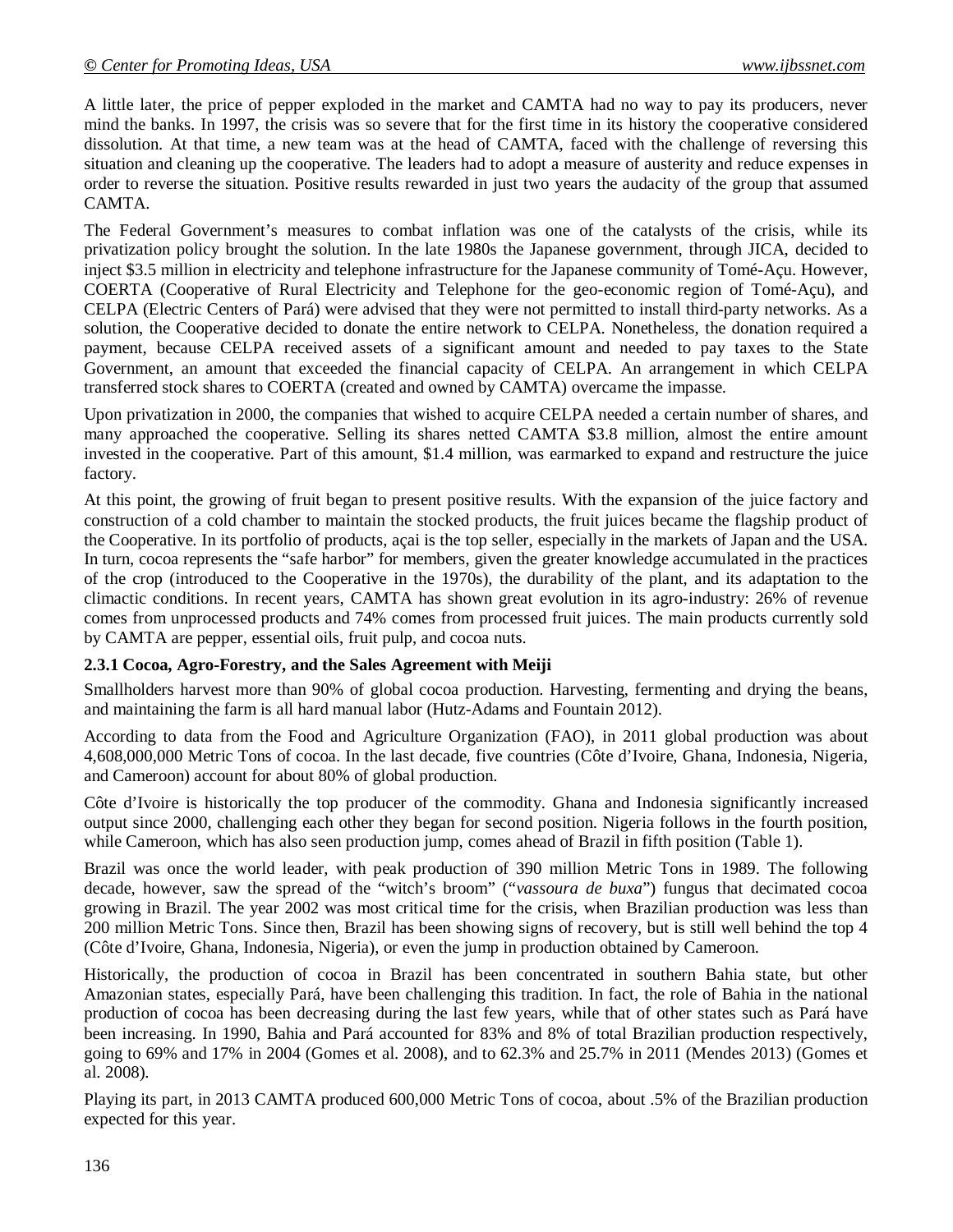A little later, the price of pepper exploded in the market and CAMTA had no way to pay its producers, never mind the banks. In 1997, the crisis was so severe that for the first time in its history the cooperative considered dissolution. At that time, a new team was at the head of CAMTA, faced with the challenge of reversing this situation and cleaning up the cooperative. The leaders had to adopt a measure of austerity and reduce expenses in order to reverse the situation. Positive results rewarded in just two years the audacity of the group that assumed CAMTA.

The Federal Government's measures to combat inflation was one of the catalysts of the crisis, while its privatization policy brought the solution. In the late 1980s the Japanese government, through JICA, decided to inject $3.5 million in electricity and telephone infrastructure for the Japanese community of Tomé-Açu. However, COERTA (Cooperative of Rural Electricity and Telephone for the geo-economic region of Tomé-Açu), and CELPA (Electric Centers of Pará) were advised that they were not permitted to install third-party networks. As a solution, the Cooperative decided to donate the entire network to CELPA. Nonetheless, the donation required a payment, because CELPA received assets of a significant amount and needed to pay taxes to the State Government, an amount that exceeded the financial capacity of CELPA. An arrangement in which CELPA transferred stock shares to COERTA (created and owned by CAMTA) overcame the impasse.

Upon privatization in 2000, the companies that wished to acquire CELPA needed a certain number of shares, and many approached the cooperative. Selling its shares netted CAMTA $3.8 million, almost the entire amount invested in the cooperative. Part of this amount, $1.4 million, was earmarked to expand and restructure the juice factory.

At this point, the growing of fruit began to present positive results. With the expansion of the juice factory and construction of a cold chamber to maintain the stocked products, the fruit juices became the flagship product of the Cooperative. In its portfolio of products, açai is the top seller, especially in the markets of Japan and the USA. In turn, cocoa represents the "safe harbor" for members, given the greater knowledge accumulated in the practices of the crop (introduced to the Cooperative in the 1970s), the durability of the plant, and its adaptation to the climactic conditions. In recent years, CAMTA has shown great evolution in its agro-industry: 26% of revenue comes from unprocessed products and 74% comes from processed fruit juices. The main products currently sold by CAMTA are pepper, essential oils, fruit pulp, and cocoa nuts.

### 2.3.1 Cocoa, Agro-Forestry, and the Sales Agreement with Meiji

Smallholders harvest more than 90% of global cocoa production. Harvesting, fermenting and drying the beans, and maintaining the farm is all hard manual labor (Hutz-Adams and Fountain 2012).

According to data from the Food and Agriculture Organization (FAO), in 2011 global production was about 4,608,000,000 Metric Tons of cocoa. In the last decade, five countries (Côte d'Ivoire, Ghana, Indonesia, Nigeria, and Cameroon) account for about 80% of global production.

Côte d'Ivoire is historically the top producer of the commodity. Ghana and Indonesia significantly increased output since 2000, challenging each other they began for second position. Nigeria follows in the fourth position, while Cameroon, which has also seen production jump, comes ahead of Brazil in fifth position (Table 1).

Brazil was once the world leader, with peak production of 390 million Metric Tons in 1989. The following decade, however, saw the spread of the "witch's broom" ("*vassoura de buxa*") fungus that decimated cocoa growing in Brazil. The year 2002 was most critical time for the crisis, when Brazilian production was less than 200 million Metric Tons. Since then, Brazil has been showing signs of recovery, but is still well behind the top 4 (Côte d'Ivoire, Ghana, Indonesia, Nigeria), or even the jump in production obtained by Cameroon.

Historically, the production of cocoa in Brazil has been concentrated in southern Bahia state, but other Amazonian states, especially Pará, have been challenging this tradition. In fact, the role of Bahia in the national production of cocoa has been decreasing during the last few years, while that of other states such as Pará have been increasing. In 1990, Bahia and Pará accounted for 83% and 8% of total Brazilian production respectively, going to 69% and 17% in 2004 (Gomes et al. 2008), and to 62.3% and 25.7% in 2011 (Mendes 2013) (Gomes et al. 2008).

Playing its part, in 2013 CAMTA produced 600,000 Metric Tons of cocoa, about .5% of the Brazilian production expected for this year.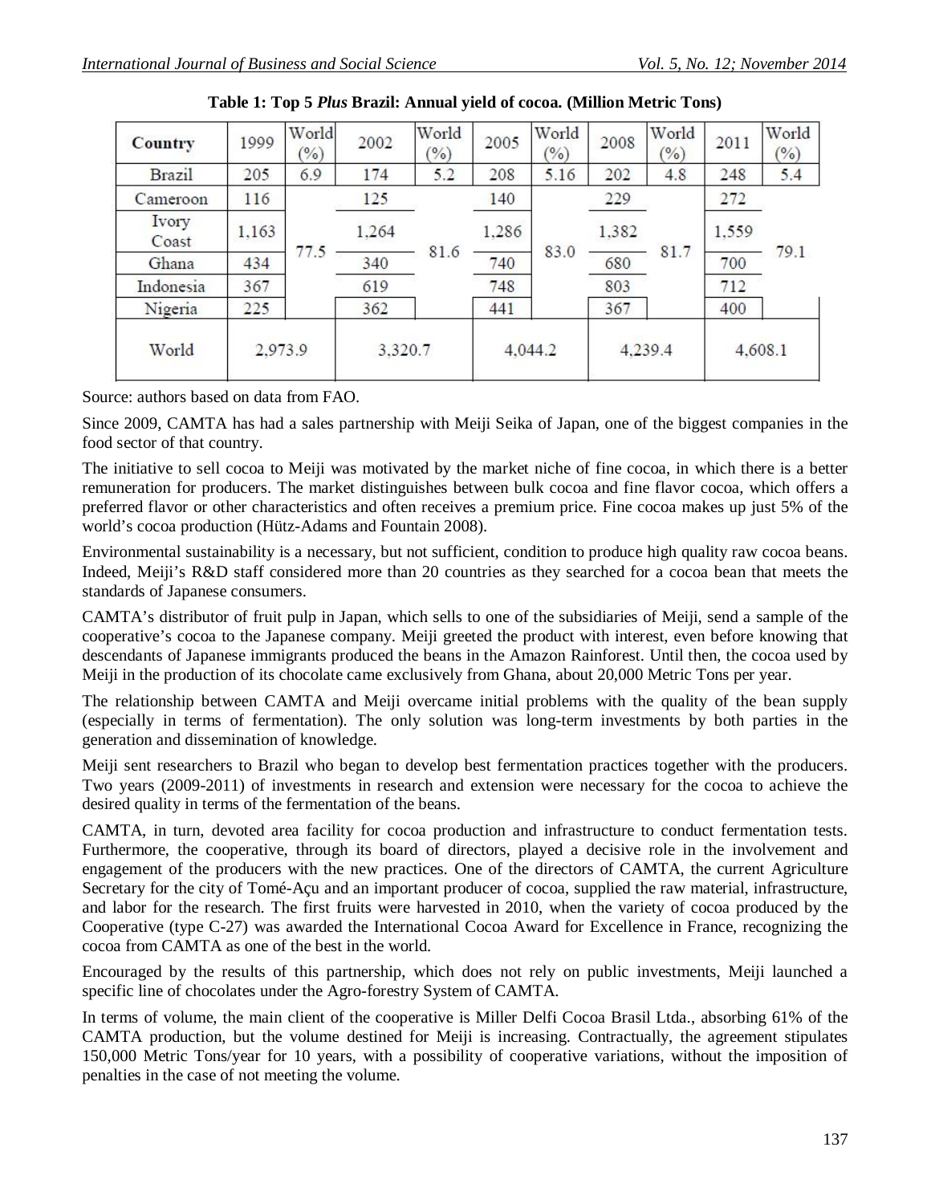**Table 1: Top 5 *Plus* Brazil: Annual yield of cocoa. (Million Metric Tons)**

| Country | 1999 | World (%) | 2002 | World (%) | 2005 | World (%) | 2008 | World (%) | 2011 | World (%) |
|---|---|---|---|---|---|---|---|---|---|---|
| Brazil | 205 | 6.9 | 174 | 5.2 | 208 | 5.16 | 202 | 4.8 | 248 | 5.4 |
| Cameroon | 116 | 77.5 | 125 | 81.6 | 140 | 83.0 | 229 | 81.7 | 272 | 79.1 |
| Ivory Coast | 1,163 | | 1,264 | | 1,286 | | 1,382 | | 1,559 | |
| Ghana | 434 | | 340 | | 740 | | 680 | | 700 | |
| Indonesia | 367 | | 619 | | 748 | | 803 | | 712 | |
| Nigeria | 225 | | 362 | | 441 | | 367 | | 400 | |
| World | 2,973.9 | | 3,320.7 | | 4,044.2 | | 4,239.4 | | 4,608.1 | |

Source: authors based on data from FAO.

Since 2009, CAMTA has had a sales partnership with Meiji Seika of Japan, one of the biggest companies in the food sector of that country.

The initiative to sell cocoa to Meiji was motivated by the market niche of fine cocoa, in which there is a better remuneration for producers. The market distinguishes between bulk cocoa and fine flavor cocoa, which offers a preferred flavor or other characteristics and often receives a premium price. Fine cocoa makes up just 5% of the world's cocoa production (Hütz-Adams and Fountain 2008).

Environmental sustainability is a necessary, but not sufficient, condition to produce high quality raw cocoa beans. Indeed, Meiji's R&D staff considered more than 20 countries as they searched for a cocoa bean that meets the standards of Japanese consumers.

CAMTA's distributor of fruit pulp in Japan, which sells to one of the subsidiaries of Meiji, send a sample of the cooperative's cocoa to the Japanese company. Meiji greeted the product with interest, even before knowing that descendants of Japanese immigrants produced the beans in the Amazon Rainforest. Until then, the cocoa used by Meiji in the production of its chocolate came exclusively from Ghana, about 20,000 Metric Tons per year.

The relationship between CAMTA and Meiji overcame initial problems with the quality of the bean supply (especially in terms of fermentation). The only solution was long-term investments by both parties in the generation and dissemination of knowledge.

Meiji sent researchers to Brazil who began to develop best fermentation practices together with the producers. Two years (2009-2011) of investments in research and extension were necessary for the cocoa to achieve the desired quality in terms of the fermentation of the beans.

CAMTA, in turn, devoted area facility for cocoa production and infrastructure to conduct fermentation tests. Furthermore, the cooperative, through its board of directors, played a decisive role in the involvement and engagement of the producers with the new practices. One of the directors of CAMTA, the current Agriculture Secretary for the city of Tomé-Açu and an important producer of cocoa, supplied the raw material, infrastructure, and labor for the research. The first fruits were harvested in 2010, when the variety of cocoa produced by the Cooperative (type C-27) was awarded the International Cocoa Award for Excellence in France, recognizing the cocoa from CAMTA as one of the best in the world.

Encouraged by the results of this partnership, which does not rely on public investments, Meiji launched a specific line of chocolates under the Agro-forestry System of CAMTA.

In terms of volume, the main client of the cooperative is Miller Delfi Cocoa Brasil Ltda., absorbing 61% of the CAMTA production, but the volume destined for Meiji is increasing. Contractually, the agreement stipulates 150,000 Metric Tons/year for 10 years, with a possibility of cooperative variations, without the imposition of penalties in the case of not meeting the volume.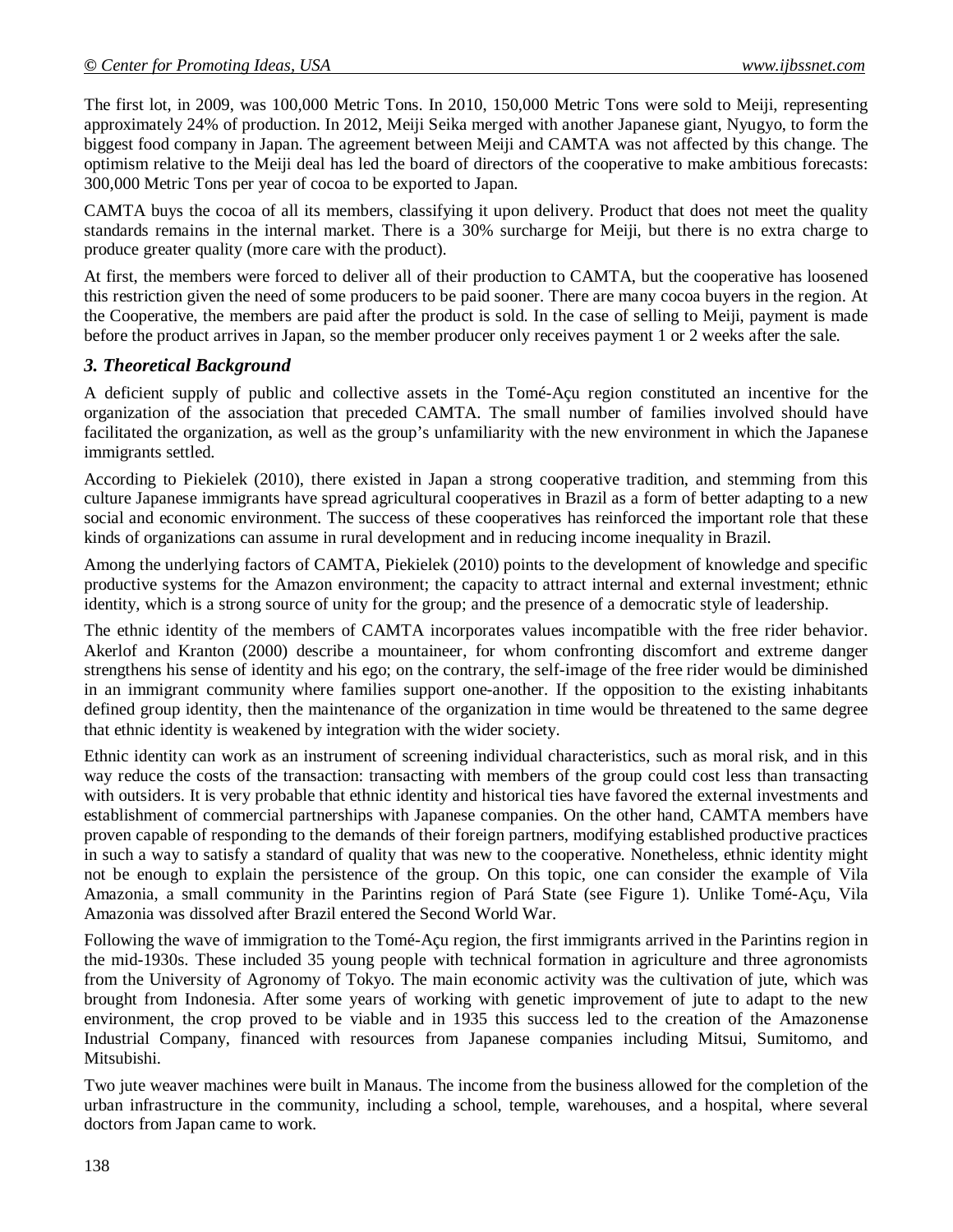The first lot, in 2009, was 100,000 Metric Tons. In 2010, 150,000 Metric Tons were sold to Meiji, representing approximately 24% of production. In 2012, Meiji Seika merged with another Japanese giant, Nyugyo, to form the biggest food company in Japan. The agreement between Meiji and CAMTA was not affected by this change. The optimism relative to the Meiji deal has led the board of directors of the cooperative to make ambitious forecasts: 300,000 Metric Tons per year of cocoa to be exported to Japan.

CAMTA buys the cocoa of all its members, classifying it upon delivery. Product that does not meet the quality standards remains in the internal market. There is a 30% surcharge for Meiji, but there is no extra charge to produce greater quality (more care with the product).

At first, the members were forced to deliver all of their production to CAMTA, but the cooperative has loosened this restriction given the need of some producers to be paid sooner. There are many cocoa buyers in the region. At the Cooperative, the members are paid after the product is sold. In the case of selling to Meiji, payment is made before the product arrives in Japan, so the member producer only receives payment 1 or 2 weeks after the sale.

### *3. Theoretical Background*

A deficient supply of public and collective assets in the Tomé-Açu region constituted an incentive for the organization of the association that preceded CAMTA. The small number of families involved should have facilitated the organization, as well as the group's unfamiliarity with the new environment in which the Japanese immigrants settled.

According to Piekielek (2010), there existed in Japan a strong cooperative tradition, and stemming from this culture Japanese immigrants have spread agricultural cooperatives in Brazil as a form of better adapting to a new social and economic environment. The success of these cooperatives has reinforced the important role that these kinds of organizations can assume in rural development and in reducing income inequality in Brazil.

Among the underlying factors of CAMTA, Piekielek (2010) points to the development of knowledge and specific productive systems for the Amazon environment; the capacity to attract internal and external investment; ethnic identity, which is a strong source of unity for the group; and the presence of a democratic style of leadership.

The ethnic identity of the members of CAMTA incorporates values incompatible with the free rider behavior. Akerlof and Kranton (2000) describe a mountaineer, for whom confronting discomfort and extreme danger strengthens his sense of identity and his ego; on the contrary, the self-image of the free rider would be diminished in an immigrant community where families support one-another. If the opposition to the existing inhabitants defined group identity, then the maintenance of the organization in time would be threatened to the same degree that ethnic identity is weakened by integration with the wider society.

Ethnic identity can work as an instrument of screening individual characteristics, such as moral risk, and in this way reduce the costs of the transaction: transacting with members of the group could cost less than transacting with outsiders. It is very probable that ethnic identity and historical ties have favored the external investments and establishment of commercial partnerships with Japanese companies. On the other hand, CAMTA members have proven capable of responding to the demands of their foreign partners, modifying established productive practices in such a way to satisfy a standard of quality that was new to the cooperative. Nonetheless, ethnic identity might not be enough to explain the persistence of the group. On this topic, one can consider the example of Vila Amazonia, a small community in the Parintins region of Pará State (see Figure 1). Unlike Tomé-Açu, Vila Amazonia was dissolved after Brazil entered the Second World War.

Following the wave of immigration to the Tomé-Açu region, the first immigrants arrived in the Parintins region in the mid-1930s. These included 35 young people with technical formation in agriculture and three agronomists from the University of Agronomy of Tokyo. The main economic activity was the cultivation of jute, which was brought from Indonesia. After some years of working with genetic improvement of jute to adapt to the new environment, the crop proved to be viable and in 1935 this success led to the creation of the Amazonense Industrial Company, financed with resources from Japanese companies including Mitsui, Sumitomo, and Mitsubishi.

Two jute weaver machines were built in Manaus. The income from the business allowed for the completion of the urban infrastructure in the community, including a school, temple, warehouses, and a hospital, where several doctors from Japan came to work.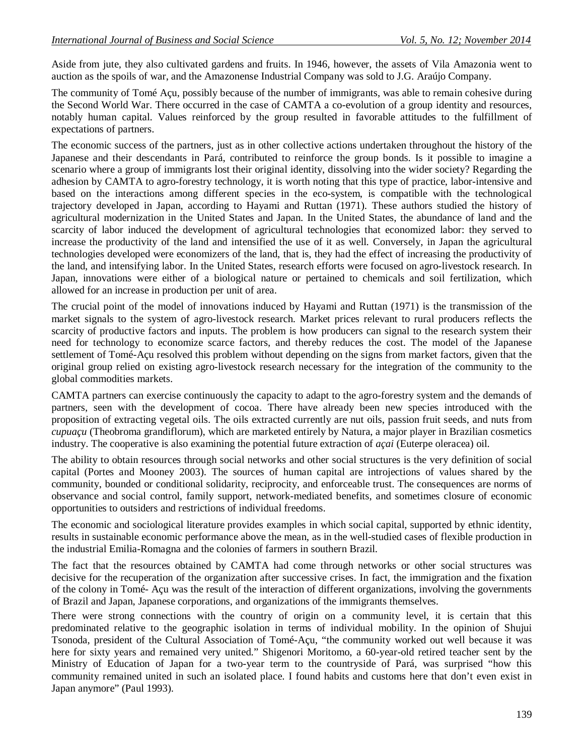Aside from jute, they also cultivated gardens and fruits. In 1946, however, the assets of Vila Amazonia went to auction as the spoils of war, and the Amazonense Industrial Company was sold to J.G. Araújo Company.

The community of Tomé Açu, possibly because of the number of immigrants, was able to remain cohesive during the Second World War. There occurred in the case of CAMTA a co-evolution of a group identity and resources, notably human capital. Values reinforced by the group resulted in favorable attitudes to the fulfillment of expectations of partners.

The economic success of the partners, just as in other collective actions undertaken throughout the history of the Japanese and their descendants in Pará, contributed to reinforce the group bonds. Is it possible to imagine a scenario where a group of immigrants lost their original identity, dissolving into the wider society? Regarding the adhesion by CAMTA to agro-forestry technology, it is worth noting that this type of practice, labor-intensive and based on the interactions among different species in the eco-system, is compatible with the technological trajectory developed in Japan, according to Hayami and Ruttan (1971). These authors studied the history of agricultural modernization in the United States and Japan. In the United States, the abundance of land and the scarcity of labor induced the development of agricultural technologies that economized labor: they served to increase the productivity of the land and intensified the use of it as well. Conversely, in Japan the agricultural technologies developed were economizers of the land, that is, they had the effect of increasing the productivity of the land, and intensifying labor. In the United States, research efforts were focused on agro-livestock research. In Japan, innovations were either of a biological nature or pertained to chemicals and soil fertilization, which allowed for an increase in production per unit of area.

The crucial point of the model of innovations induced by Hayami and Ruttan (1971) is the transmission of the market signals to the system of agro-livestock research. Market prices relevant to rural producers reflects the scarcity of productive factors and inputs. The problem is how producers can signal to the research system their need for technology to economize scarce factors, and thereby reduces the cost. The model of the Japanese settlement of Tomé-Açu resolved this problem without depending on the signs from market factors, given that the original group relied on existing agro-livestock research necessary for the integration of the community to the global commodities markets.

CAMTA partners can exercise continuously the capacity to adapt to the agro-forestry system and the demands of partners, seen with the development of cocoa. There have already been new species introduced with the proposition of extracting vegetal oils. The oils extracted currently are nut oils, passion fruit seeds, and nuts from *cupuaçu* (Theobroma grandiflorum), which are marketed entirely by Natura, a major player in Brazilian cosmetics industry. The cooperative is also examining the potential future extraction of *açai* (Euterpe oleracea) oil.

The ability to obtain resources through social networks and other social structures is the very definition of social capital (Portes and Mooney 2003). The sources of human capital are introjections of values shared by the community, bounded or conditional solidarity, reciprocity, and enforceable trust. The consequences are norms of observance and social control, family support, network-mediated benefits, and sometimes closure of economic opportunities to outsiders and restrictions of individual freedoms.

The economic and sociological literature provides examples in which social capital, supported by ethnic identity, results in sustainable economic performance above the mean, as in the well-studied cases of flexible production in the industrial Emilia-Romagna and the colonies of farmers in southern Brazil.

The fact that the resources obtained by CAMTA had come through networks or other social structures was decisive for the recuperation of the organization after successive crises. In fact, the immigration and the fixation of the colony in Tomé- Açu was the result of the interaction of different organizations, involving the governments of Brazil and Japan, Japanese corporations, and organizations of the immigrants themselves.

There were strong connections with the country of origin on a community level, it is certain that this predominated relative to the geographic isolation in terms of individual mobility. In the opinion of Shujui Tsonoda, president of the Cultural Association of Tomé-Açu, "the community worked out well because it was here for sixty years and remained very united." Shigenori Moritomo, a 60-year-old retired teacher sent by the Ministry of Education of Japan for a two-year term to the countryside of Pará, was surprised "how this community remained united in such an isolated place. I found habits and customs here that don't even exist in Japan anymore" (Paul 1993).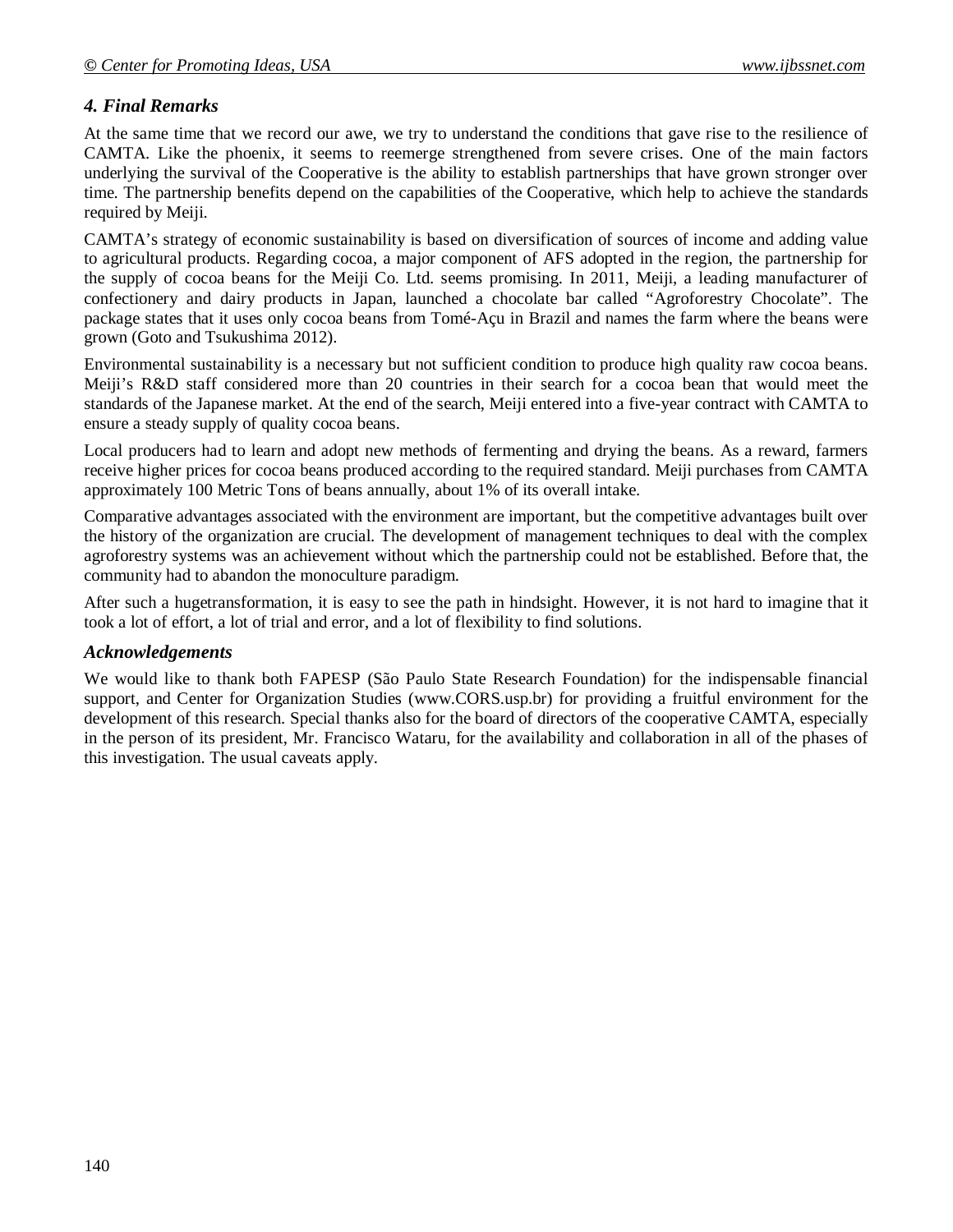### *4. Final Remarks*

At the same time that we record our awe, we try to understand the conditions that gave rise to the resilience of CAMTA. Like the phoenix, it seems to reemerge strengthened from severe crises. One of the main factors underlying the survival of the Cooperative is the ability to establish partnerships that have grown stronger over time. The partnership benefits depend on the capabilities of the Cooperative, which help to achieve the standards required by Meiji.

CAMTA's strategy of economic sustainability is based on diversification of sources of income and adding value to agricultural products. Regarding cocoa, a major component of AFS adopted in the region, the partnership for the supply of cocoa beans for the Meiji Co. Ltd. seems promising. In 2011, Meiji, a leading manufacturer of confectionery and dairy products in Japan, launched a chocolate bar called "Agroforestry Chocolate". The package states that it uses only cocoa beans from Tomé-Açu in Brazil and names the farm where the beans were grown (Goto and Tsukushima 2012).

Environmental sustainability is a necessary but not sufficient condition to produce high quality raw cocoa beans. Meiji's R&D staff considered more than 20 countries in their search for a cocoa bean that would meet the standards of the Japanese market. At the end of the search, Meiji entered into a five-year contract with CAMTA to ensure a steady supply of quality cocoa beans.

Local producers had to learn and adopt new methods of fermenting and drying the beans. As a reward, farmers receive higher prices for cocoa beans produced according to the required standard. Meiji purchases from CAMTA approximately 100 Metric Tons of beans annually, about 1% of its overall intake.

Comparative advantages associated with the environment are important, but the competitive advantages built over the history of the organization are crucial. The development of management techniques to deal with the complex agroforestry systems was an achievement without which the partnership could not be established. Before that, the community had to abandon the monoculture paradigm.

After such a hugetransformation, it is easy to see the path in hindsight. However, it is not hard to imagine that it took a lot of effort, a lot of trial and error, and a lot of flexibility to find solutions.

### *Acknowledgements*

We would like to thank both FAPESP (São Paulo State Research Foundation) for the indispensable financial support, and Center for Organization Studies (www.CORS.usp.br) for providing a fruitful environment for the development of this research. Special thanks also for the board of directors of the cooperative CAMTA, especially in the person of its president, Mr. Francisco Wataru, for the availability and collaboration in all of the phases of this investigation. The usual caveats apply.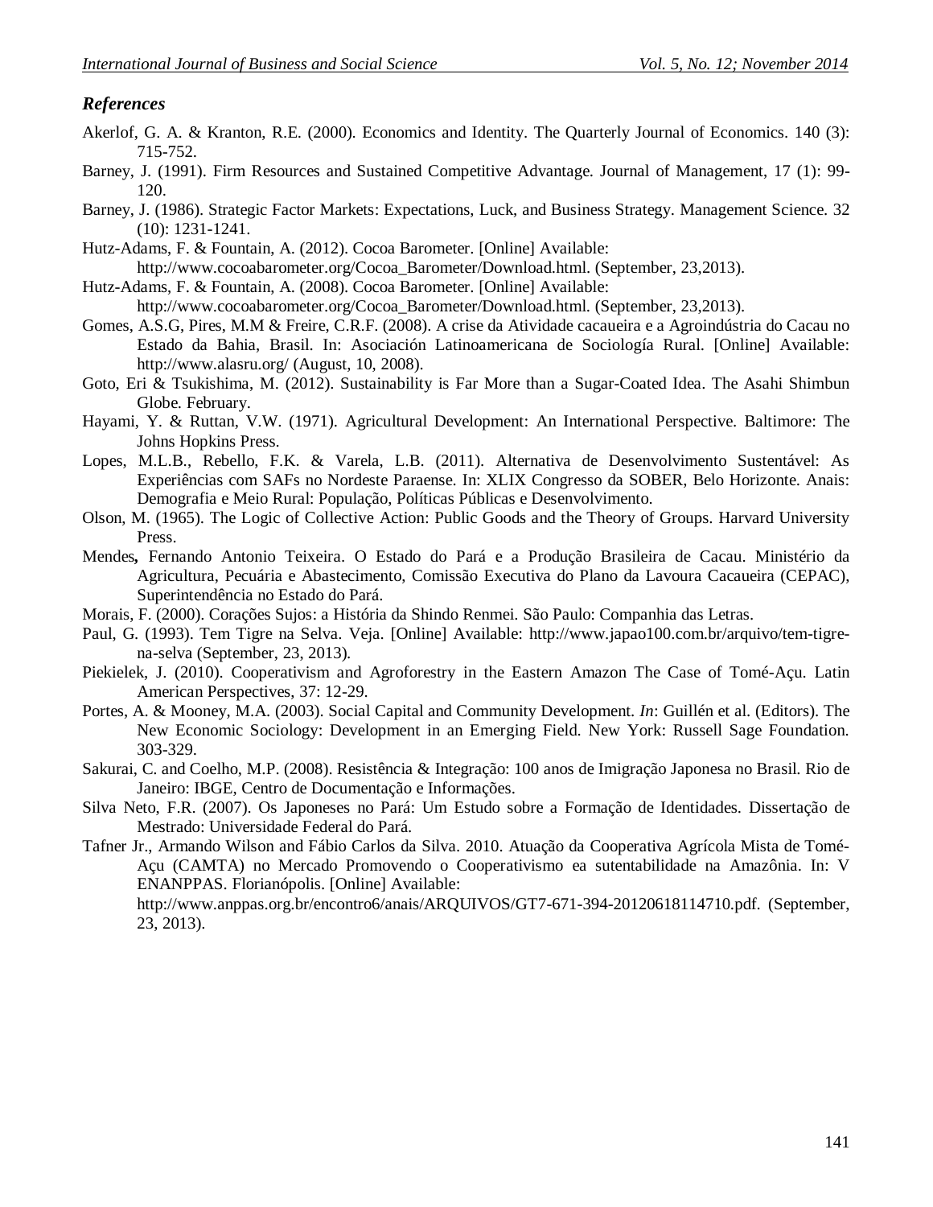### *References*

Akerlof, G. A. & Kranton, R.E. (2000). Economics and Identity. The Quarterly Journal of Economics. 140 (3): 715-752.

Barney, J. (1991). Firm Resources and Sustained Competitive Advantage. Journal of Management, 17 (1): 99-120.

Barney, J. (1986). Strategic Factor Markets: Expectations, Luck, and Business Strategy. Management Science. 32 (10): 1231-1241.

Hutz-Adams, F. & Fountain, A. (2012). Cocoa Barometer. [Online] Available: http://www.cocoabarometer.org/Cocoa_Barometer/Download.html. (September, 23,2013).

Hutz-Adams, F. & Fountain, A. (2008). Cocoa Barometer. [Online] Available: http://www.cocoabarometer.org/Cocoa_Barometer/Download.html. (September, 23,2013).

Gomes, A.S.G, Pires, M.M & Freire, C.R.F. (2008). A crise da Atividade cacaueira e a Agroindústria do Cacau no Estado da Bahia, Brasil. In: Asociación Latinoamericana de Sociología Rural. [Online] Available: http://www.alasru.org/ (August, 10, 2008).

Goto, Eri & Tsukishima, M. (2012). Sustainability is Far More than a Sugar-Coated Idea. The Asahi Shimbun Globe. February.

Hayami, Y. & Ruttan, V.W. (1971). Agricultural Development: An International Perspective. Baltimore: The Johns Hopkins Press.

Lopes, M.L.B., Rebello, F.K. & Varela, L.B. (2011). Alternativa de Desenvolvimento Sustentável: As Experiências com SAFs no Nordeste Paraense. In: XLIX Congresso da SOBER, Belo Horizonte. Anais: Demografia e Meio Rural: População, Políticas Públicas e Desenvolvimento.

Olson, M. (1965). The Logic of Collective Action: Public Goods and the Theory of Groups. Harvard University Press.

Mendes**,** Fernando Antonio Teixeira. O Estado do Pará e a Produção Brasileira de Cacau. Ministério da Agricultura, Pecuária e Abastecimento, Comissão Executiva do Plano da Lavoura Cacaueira (CEPAC), Superintendência no Estado do Pará.

Morais, F. (2000). Corações Sujos: a História da Shindo Renmei. São Paulo: Companhia das Letras.

Paul, G. (1993). Tem Tigre na Selva. Veja. [Online] Available: http://www.japao100.com.br/arquivo/tem-tigre-na-selva (September, 23, 2013).

Piekielek, J. (2010). Cooperativism and Agroforestry in the Eastern Amazon The Case of Tomé-Açu. Latin American Perspectives, 37: 12-29.

Portes, A. & Mooney, M.A. (2003). Social Capital and Community Development. *In*: Guillén et al. (Editors). The New Economic Sociology: Development in an Emerging Field. New York: Russell Sage Foundation. 303-329.

Sakurai, C. and Coelho, M.P. (2008). Resistência & Integração: 100 anos de Imigração Japonesa no Brasil. Rio de Janeiro: IBGE, Centro de Documentação e Informações.

Silva Neto, F.R. (2007). Os Japoneses no Pará: Um Estudo sobre a Formação de Identidades. Dissertação de Mestrado: Universidade Federal do Pará.

Tafner Jr., Armando Wilson and Fábio Carlos da Silva. 2010. Atuação da Cooperativa Agrícola Mista de Tomé-Açu (CAMTA) no Mercado Promovendo o Cooperativismo ea sutentabilidade na Amazônia. In: V ENANPPAS. Florianópolis. [Online] Available: http://www.anppas.org.br/encontro6/anais/ARQUIVOS/GT7-671-394-20120618114710.pdf. (September, 23, 2013).